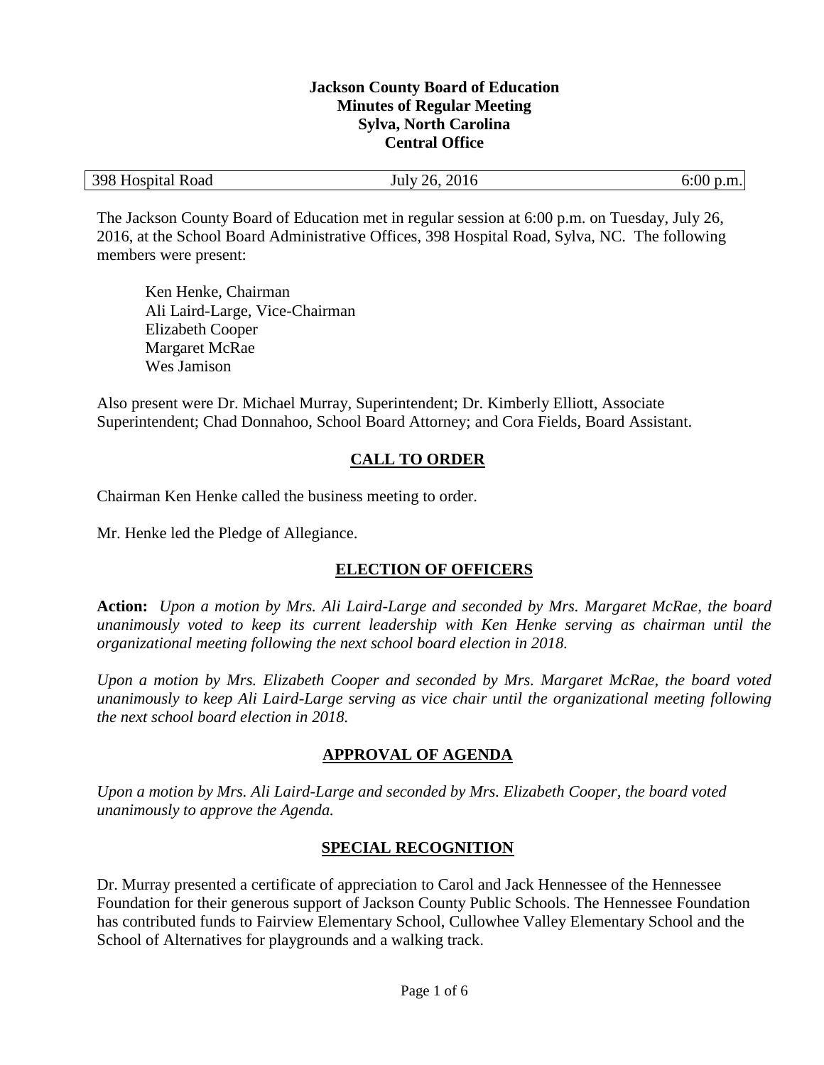**Jackson County Board of Education**
**Minutes of Regular Meeting**
**Sylva, North Carolina**
**Central Office**

| 398 Hospital Road | July 26, 2016 | 6:00 p.m. |
|---|---|---|

The Jackson County Board of Education met in regular session at 6:00 p.m. on Tuesday, July 26, 2016, at the School Board Administrative Offices, 398 Hospital Road, Sylva, NC. The following members were present:

Ken Henke, Chairman
Ali Laird-Large, Vice-Chairman
Elizabeth Cooper
Margaret McRae
Wes Jamison

Also present were Dr. Michael Murray, Superintendent; Dr. Kimberly Elliott, Associate Superintendent; Chad Donnahoo, School Board Attorney; and Cora Fields, Board Assistant.

## CALL TO ORDER

Chairman Ken Henke called the business meeting to order.

Mr. Henke led the Pledge of Allegiance.

## ELECTION OF OFFICERS

**Action:** *Upon a motion by Mrs. Ali Laird-Large and seconded by Mrs. Margaret McRae, the board unanimously voted to keep its current leadership with Ken Henke serving as chairman until the organizational meeting following the next school board election in 2018.*

*Upon a motion by Mrs. Elizabeth Cooper and seconded by Mrs. Margaret McRae, the board voted unanimously to keep Ali Laird-Large serving as vice chair until the organizational meeting following the next school board election in 2018.*

## APPROVAL OF AGENDA

*Upon a motion by Mrs. Ali Laird-Large and seconded by Mrs. Elizabeth Cooper, the board voted unanimously to approve the Agenda.*

## SPECIAL RECOGNITION

Dr. Murray presented a certificate of appreciation to Carol and Jack Hennessee of the Hennessee Foundation for their generous support of Jackson County Public Schools. The Hennessee Foundation has contributed funds to Fairview Elementary School, Cullowhee Valley Elementary School and the School of Alternatives for playgrounds and a walking track.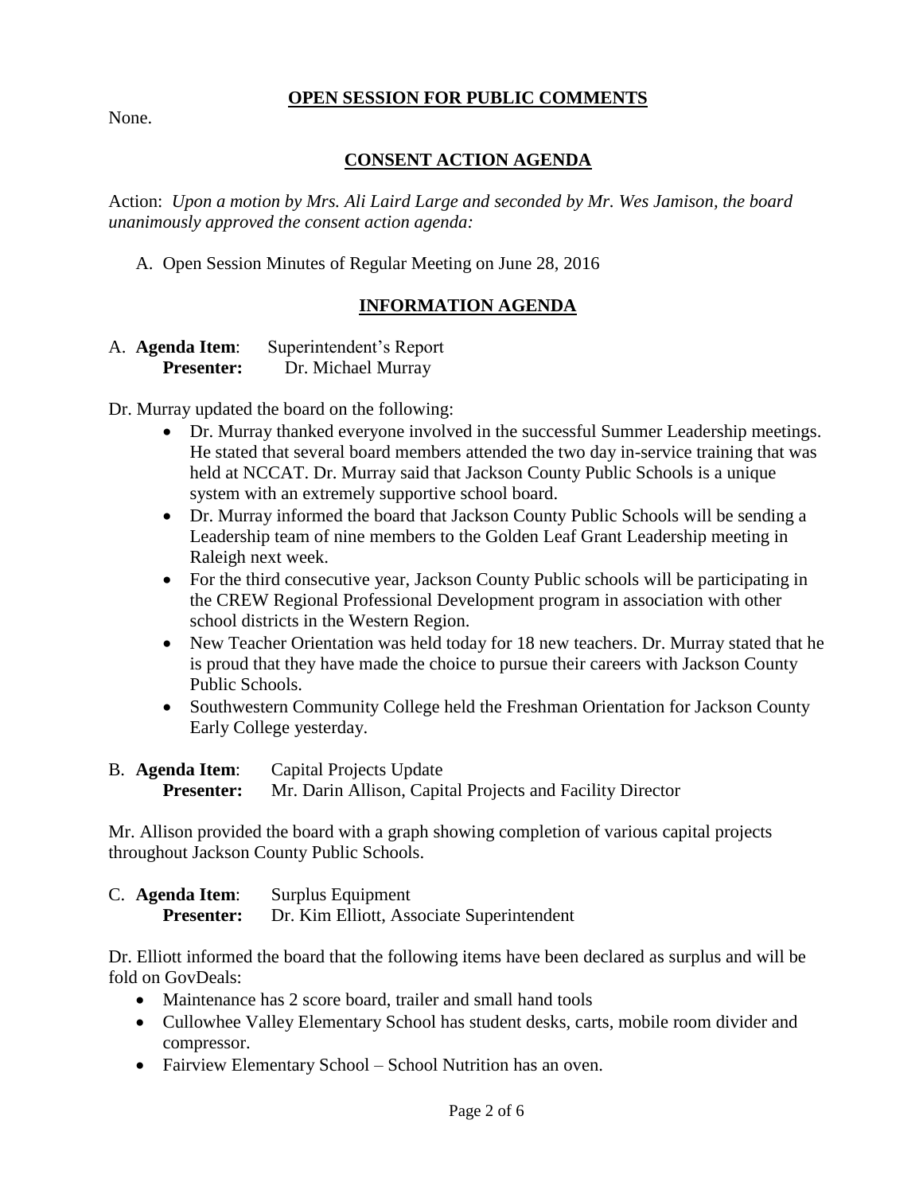## OPEN SESSION FOR PUBLIC COMMENTS

None.

## CONSENT ACTION AGENDA

Action: *Upon a motion by Mrs. Ali Laird Large and seconded by Mr. Wes Jamison, the board unanimously approved the consent action agenda:*

A. Open Session Minutes of Regular Meeting on June 28, 2016

## INFORMATION AGENDA

A. **Agenda Item**: Superintendent's Report
**Presenter:** Dr. Michael Murray

Dr. Murray updated the board on the following:

- Dr. Murray thanked everyone involved in the successful Summer Leadership meetings. He stated that several board members attended the two day in-service training that was held at NCCAT. Dr. Murray said that Jackson County Public Schools is a unique system with an extremely supportive school board.
- Dr. Murray informed the board that Jackson County Public Schools will be sending a Leadership team of nine members to the Golden Leaf Grant Leadership meeting in Raleigh next week.
- For the third consecutive year, Jackson County Public schools will be participating in the CREW Regional Professional Development program in association with other school districts in the Western Region.
- New Teacher Orientation was held today for 18 new teachers. Dr. Murray stated that he is proud that they have made the choice to pursue their careers with Jackson County Public Schools.
- Southwestern Community College held the Freshman Orientation for Jackson County Early College yesterday.

B. **Agenda Item**: Capital Projects Update
**Presenter:** Mr. Darin Allison, Capital Projects and Facility Director

Mr. Allison provided the board with a graph showing completion of various capital projects throughout Jackson County Public Schools.

C. **Agenda Item**: Surplus Equipment
**Presenter:** Dr. Kim Elliott, Associate Superintendent

Dr. Elliott informed the board that the following items have been declared as surplus and will be fold on GovDeals:

- Maintenance has 2 score board, trailer and small hand tools
- Cullowhee Valley Elementary School has student desks, carts, mobile room divider and compressor.
- Fairview Elementary School – School Nutrition has an oven.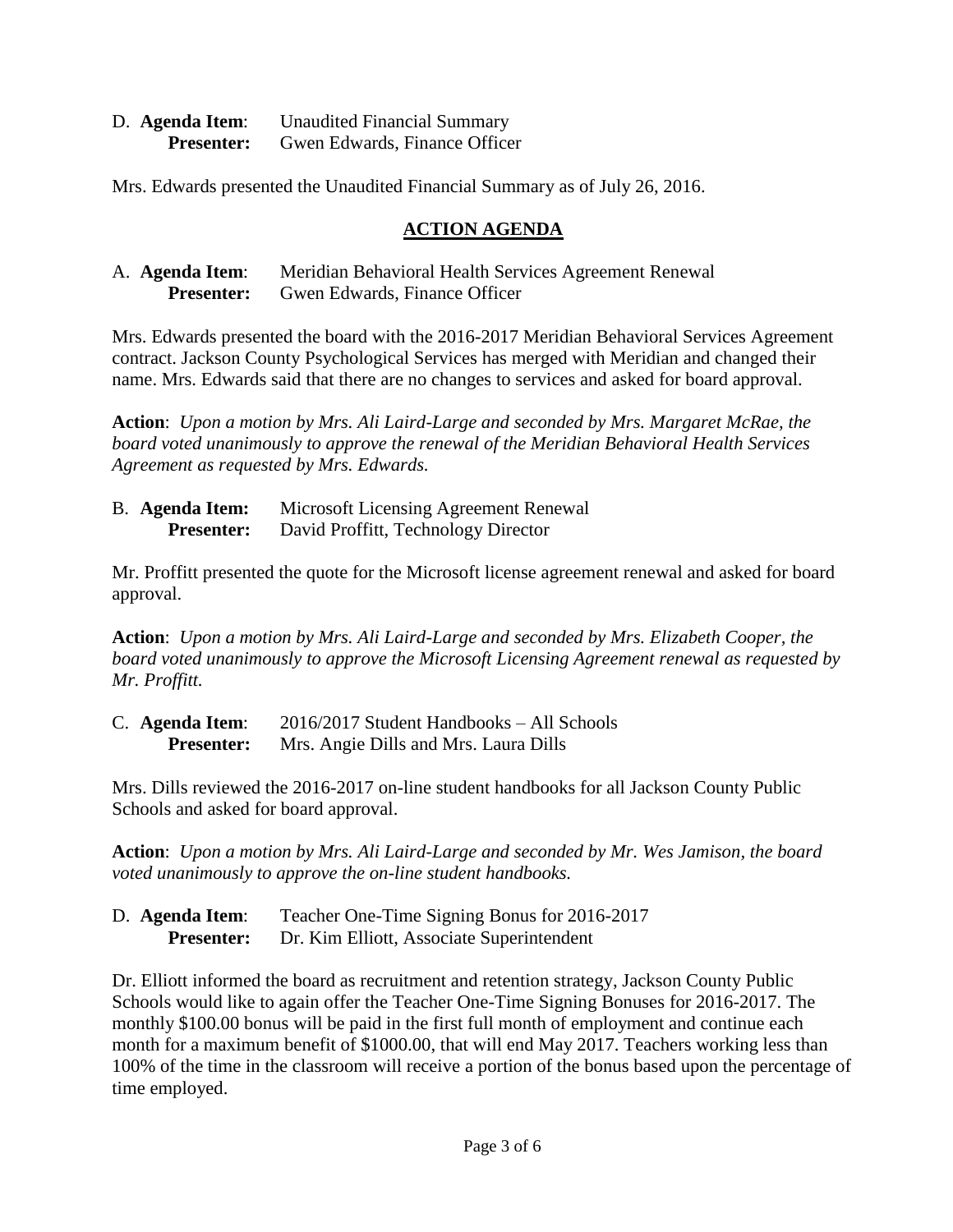D. **Agenda Item**: Unaudited Financial Summary
**Presenter:** Gwen Edwards, Finance Officer

Mrs. Edwards presented the Unaudited Financial Summary as of July 26, 2016.

## ACTION AGENDA

A. **Agenda Item**: Meridian Behavioral Health Services Agreement Renewal
**Presenter:** Gwen Edwards, Finance Officer

Mrs. Edwards presented the board with the 2016-2017 Meridian Behavioral Services Agreement contract. Jackson County Psychological Services has merged with Meridian and changed their name. Mrs. Edwards said that there are no changes to services and asked for board approval.

**Action**: *Upon a motion by Mrs. Ali Laird-Large and seconded by Mrs. Margaret McRae, the board voted unanimously to approve the renewal of the Meridian Behavioral Health Services Agreement as requested by Mrs. Edwards.*

B. **Agenda Item:** Microsoft Licensing Agreement Renewal
**Presenter:** David Proffitt, Technology Director

Mr. Proffitt presented the quote for the Microsoft license agreement renewal and asked for board approval.

**Action**: *Upon a motion by Mrs. Ali Laird-Large and seconded by Mrs. Elizabeth Cooper, the board voted unanimously to approve the Microsoft Licensing Agreement renewal as requested by Mr. Proffitt.*

C. **Agenda Item**: 2016/2017 Student Handbooks – All Schools
**Presenter:** Mrs. Angie Dills and Mrs. Laura Dills

Mrs. Dills reviewed the 2016-2017 on-line student handbooks for all Jackson County Public Schools and asked for board approval.

**Action**: *Upon a motion by Mrs. Ali Laird-Large and seconded by Mr. Wes Jamison, the board voted unanimously to approve the on-line student handbooks.*

D. **Agenda Item**: Teacher One-Time Signing Bonus for 2016-2017
**Presenter:** Dr. Kim Elliott, Associate Superintendent

Dr. Elliott informed the board as recruitment and retention strategy, Jackson County Public Schools would like to again offer the Teacher One-Time Signing Bonuses for 2016-2017. The monthly $100.00 bonus will be paid in the first full month of employment and continue each month for a maximum benefit of $1000.00, that will end May 2017. Teachers working less than 100% of the time in the classroom will receive a portion of the bonus based upon the percentage of time employed.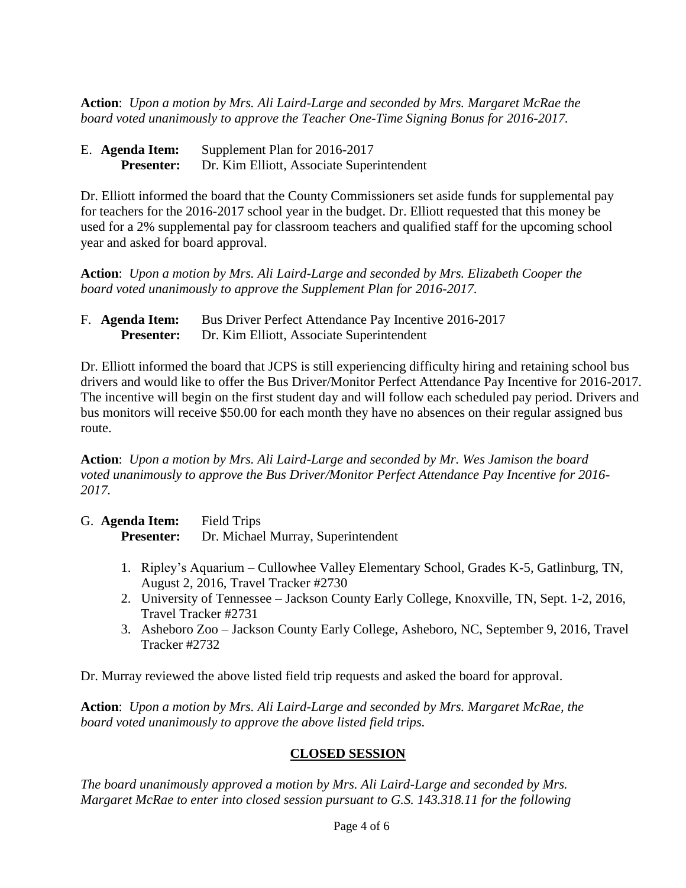**Action**: *Upon a motion by Mrs. Ali Laird-Large and seconded by Mrs. Margaret McRae the board voted unanimously to approve the Teacher One-Time Signing Bonus for 2016-2017.*

E. **Agenda Item:** Supplement Plan for 2016-2017
**Presenter:** Dr. Kim Elliott, Associate Superintendent

Dr. Elliott informed the board that the County Commissioners set aside funds for supplemental pay for teachers for the 2016-2017 school year in the budget. Dr. Elliott requested that this money be used for a 2% supplemental pay for classroom teachers and qualified staff for the upcoming school year and asked for board approval.

**Action**: *Upon a motion by Mrs. Ali Laird-Large and seconded by Mrs. Elizabeth Cooper the board voted unanimously to approve the Supplement Plan for 2016-2017.*

F. **Agenda Item:** Bus Driver Perfect Attendance Pay Incentive 2016-2017
**Presenter:** Dr. Kim Elliott, Associate Superintendent

Dr. Elliott informed the board that JCPS is still experiencing difficulty hiring and retaining school bus drivers and would like to offer the Bus Driver/Monitor Perfect Attendance Pay Incentive for 2016-2017. The incentive will begin on the first student day and will follow each scheduled pay period. Drivers and bus monitors will receive $50.00 for each month they have no absences on their regular assigned bus route.

**Action**: *Upon a motion by Mrs. Ali Laird-Large and seconded by Mr. Wes Jamison the board voted unanimously to approve the Bus Driver/Monitor Perfect Attendance Pay Incentive for 2016-2017.*

G. **Agenda Item:** Field Trips
**Presenter:** Dr. Michael Murray, Superintendent

1. Ripley's Aquarium – Cullowhee Valley Elementary School, Grades K-5, Gatlinburg, TN, August 2, 2016, Travel Tracker #2730
2. University of Tennessee – Jackson County Early College, Knoxville, TN, Sept. 1-2, 2016, Travel Tracker #2731
3. Asheboro Zoo – Jackson County Early College, Asheboro, NC, September 9, 2016, Travel Tracker #2732

Dr. Murray reviewed the above listed field trip requests and asked the board for approval.

**Action**: *Upon a motion by Mrs. Ali Laird-Large and seconded by Mrs. Margaret McRae, the board voted unanimously to approve the above listed field trips.*

## CLOSED SESSION

*The board unanimously approved a motion by Mrs. Ali Laird-Large and seconded by Mrs. Margaret McRae to enter into closed session pursuant to G.S. 143.318.11 for the following*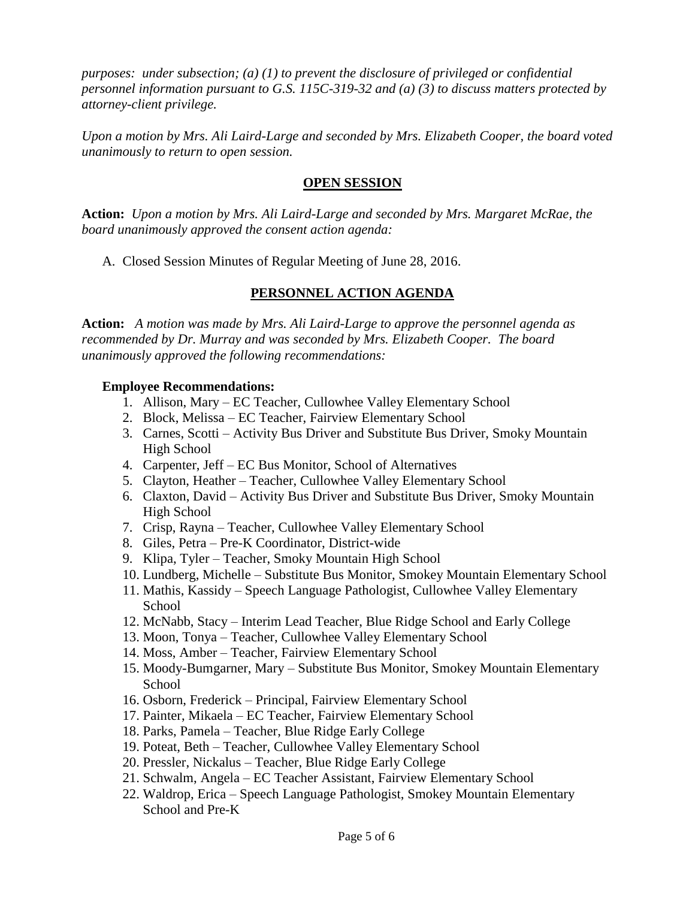*purposes: under subsection; (a) (1) to prevent the disclosure of privileged or confidential personnel information pursuant to G.S. 115C-319-32 and (a) (3) to discuss matters protected by attorney-client privilege.*

*Upon a motion by Mrs. Ali Laird-Large and seconded by Mrs. Elizabeth Cooper, the board voted unanimously to return to open session.*

## OPEN SESSION

**Action:** *Upon a motion by Mrs. Ali Laird-Large and seconded by Mrs. Margaret McRae, the board unanimously approved the consent action agenda:*

A. Closed Session Minutes of Regular Meeting of June 28, 2016.

## PERSONNEL ACTION AGENDA

**Action:** *A motion was made by Mrs. Ali Laird-Large to approve the personnel agenda as recommended by Dr. Murray and was seconded by Mrs. Elizabeth Cooper. The board unanimously approved the following recommendations:*

**Employee Recommendations:**

1. Allison, Mary – EC Teacher, Cullowhee Valley Elementary School
2. Block, Melissa – EC Teacher, Fairview Elementary School
3. Carnes, Scotti – Activity Bus Driver and Substitute Bus Driver, Smoky Mountain High School
4. Carpenter, Jeff – EC Bus Monitor, School of Alternatives
5. Clayton, Heather – Teacher, Cullowhee Valley Elementary School
6. Claxton, David – Activity Bus Driver and Substitute Bus Driver, Smoky Mountain High School
7. Crisp, Rayna – Teacher, Cullowhee Valley Elementary School
8. Giles, Petra – Pre-K Coordinator, District-wide
9. Klipa, Tyler – Teacher, Smoky Mountain High School
10. Lundberg, Michelle – Substitute Bus Monitor, Smokey Mountain Elementary School
11. Mathis, Kassidy – Speech Language Pathologist, Cullowhee Valley Elementary School
12. McNabb, Stacy – Interim Lead Teacher, Blue Ridge School and Early College
13. Moon, Tonya – Teacher, Cullowhee Valley Elementary School
14. Moss, Amber – Teacher, Fairview Elementary School
15. Moody-Bumgarner, Mary – Substitute Bus Monitor, Smokey Mountain Elementary School
16. Osborn, Frederick – Principal, Fairview Elementary School
17. Painter, Mikaela – EC Teacher, Fairview Elementary School
18. Parks, Pamela – Teacher, Blue Ridge Early College
19. Poteat, Beth – Teacher, Cullowhee Valley Elementary School
20. Pressler, Nickalus – Teacher, Blue Ridge Early College
21. Schwalm, Angela – EC Teacher Assistant, Fairview Elementary School
22. Waldrop, Erica – Speech Language Pathologist, Smokey Mountain Elementary School and Pre-K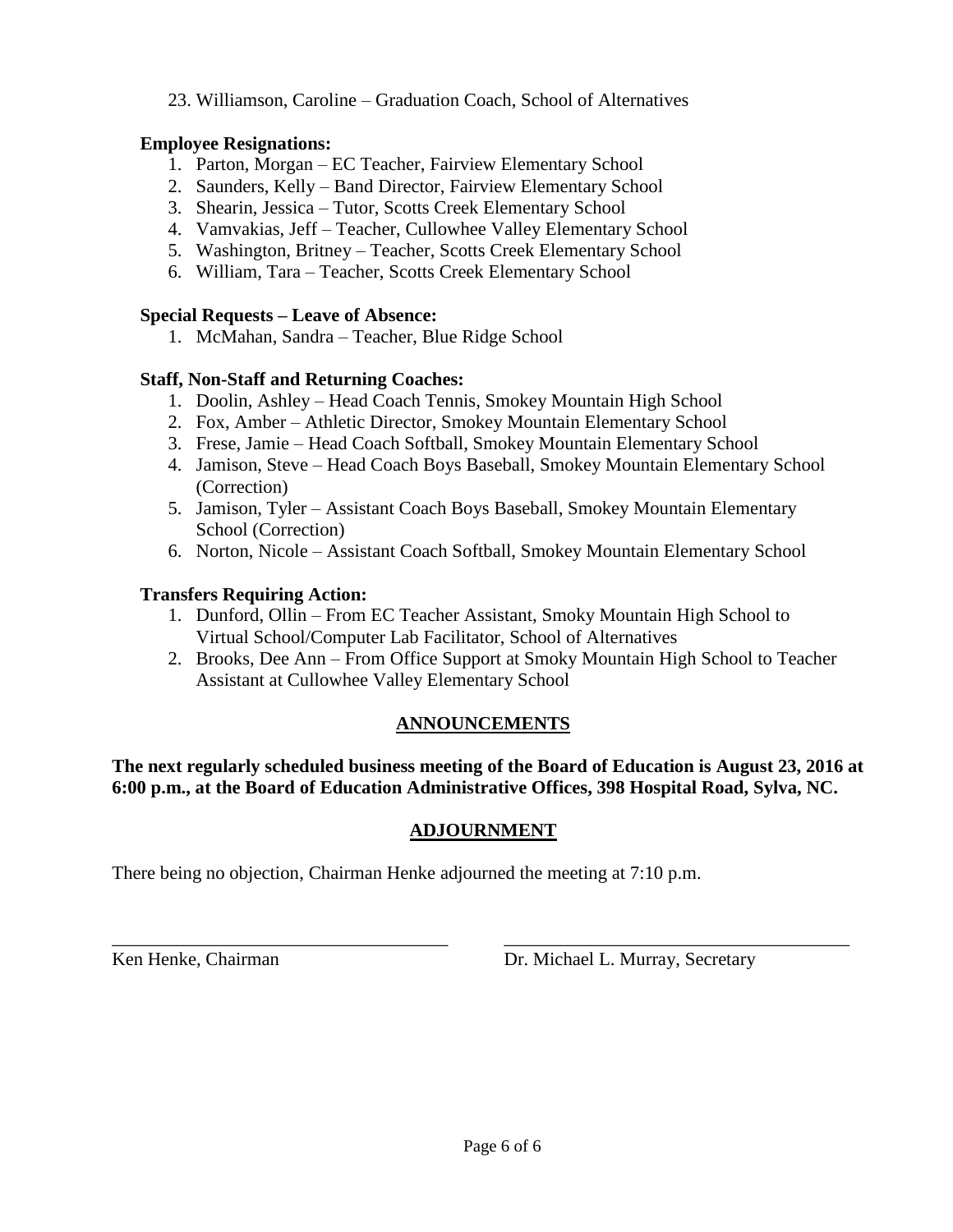23. Williamson, Caroline – Graduation Coach, School of Alternatives

**Employee Resignations:**

1. Parton, Morgan – EC Teacher, Fairview Elementary School
2. Saunders, Kelly – Band Director, Fairview Elementary School
3. Shearin, Jessica – Tutor, Scotts Creek Elementary School
4. Vamvakias, Jeff – Teacher, Cullowhee Valley Elementary School
5. Washington, Britney – Teacher, Scotts Creek Elementary School
6. William, Tara – Teacher, Scotts Creek Elementary School

**Special Requests – Leave of Absence:**

1. McMahan, Sandra – Teacher, Blue Ridge School

**Staff, Non-Staff and Returning Coaches:**

1. Doolin, Ashley – Head Coach Tennis, Smokey Mountain High School
2. Fox, Amber – Athletic Director, Smokey Mountain Elementary School
3. Frese, Jamie – Head Coach Softball, Smokey Mountain Elementary School
4. Jamison, Steve – Head Coach Boys Baseball, Smokey Mountain Elementary School (Correction)
5. Jamison, Tyler – Assistant Coach Boys Baseball, Smokey Mountain Elementary School (Correction)
6. Norton, Nicole – Assistant Coach Softball, Smokey Mountain Elementary School

**Transfers Requiring Action:**

1. Dunford, Ollin – From EC Teacher Assistant, Smoky Mountain High School to Virtual School/Computer Lab Facilitator, School of Alternatives
2. Brooks, Dee Ann – From Office Support at Smoky Mountain High School to Teacher Assistant at Cullowhee Valley Elementary School

## ANNOUNCEMENTS

**The next regularly scheduled business meeting of the Board of Education is August 23, 2016 at 6:00 p.m., at the Board of Education Administrative Offices, 398 Hospital Road, Sylva, NC.**

## ADJOURNMENT

There being no objection, Chairman Henke adjourned the meeting at 7:10 p.m.

\_\_\_\_\_\_\_\_\_\_\_\_\_\_\_\_\_\_\_\_\_\_\_\_\_\_\_\_\_\_\_\_\_\_\_\_
Ken Henke, Chairman

\_\_\_\_\_\_\_\_\_\_\_\_\_\_\_\_\_\_\_\_\_\_\_\_\_\_\_\_\_\_\_\_\_\_\_\_
Dr. Michael L. Murray, Secretary